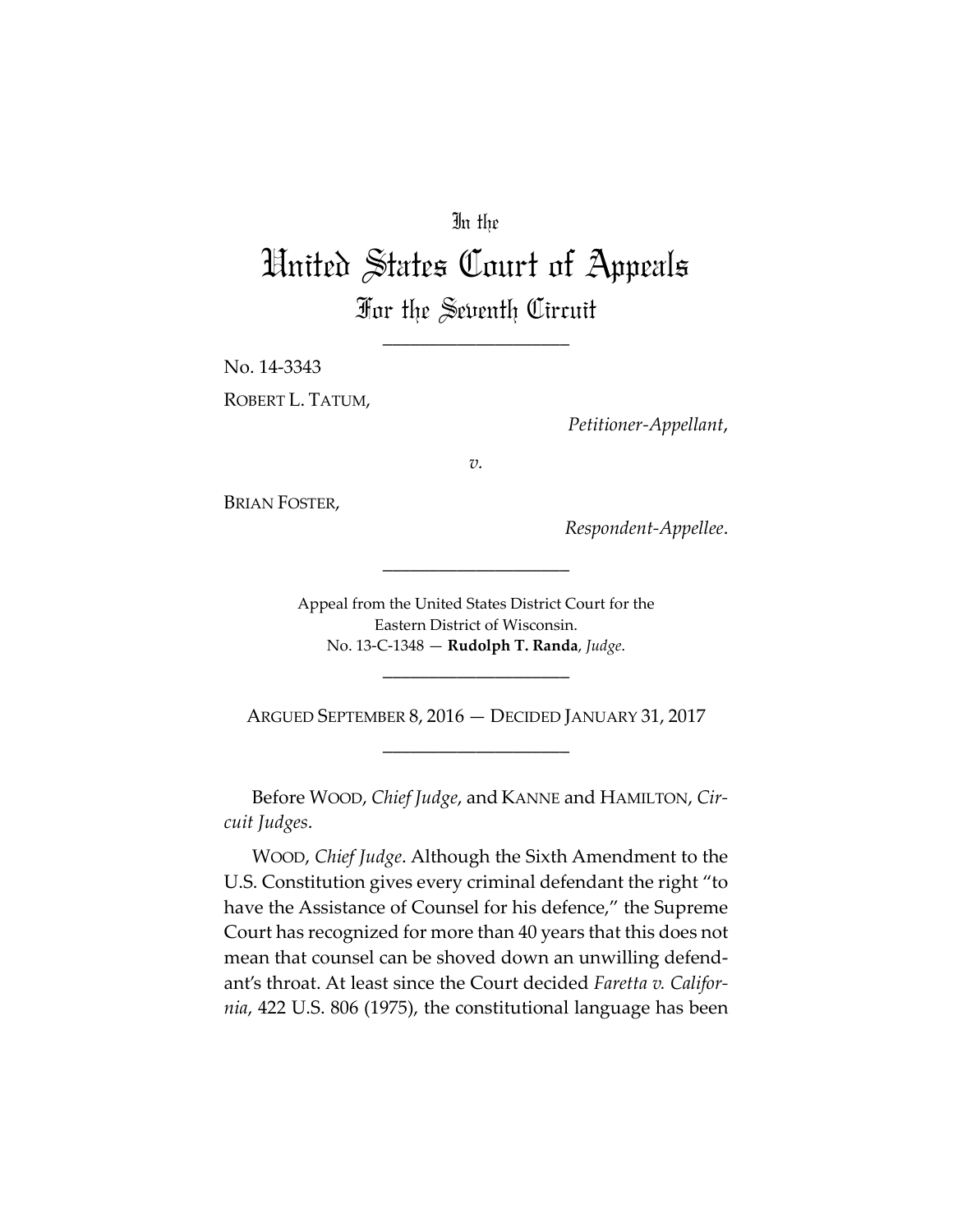In the

# United States Court of Appeals

## For the Seventh Circuit

____________________

No. 14-3343

ROBERT L. TATUM,

*Petitioner-Appellant*,

*v.*

BRIAN FOSTER,

*Respondent-Appellee*.

____________________

Appeal from the United States District Court for the Eastern District of Wisconsin.
No. 13-C-1348 — **Rudolph T. Randa**, *Judge*.

____________________

ARGUED SEPTEMBER 8, 2016 — DECIDED JANUARY 31, 2017

____________________

Before WOOD, *Chief Judge*, and KANNE and HAMILTON, *Circuit Judges*.

WOOD, *Chief Judge*. Although the Sixth Amendment to the U.S. Constitution gives every criminal defendant the right "to have the Assistance of Counsel for his defence," the Supreme Court has recognized for more than 40 years that this does not mean that counsel can be shoved down an unwilling defendant's throat. At least since the Court decided *Faretta v. California*, 422 U.S. 806 (1975), the constitutional language has been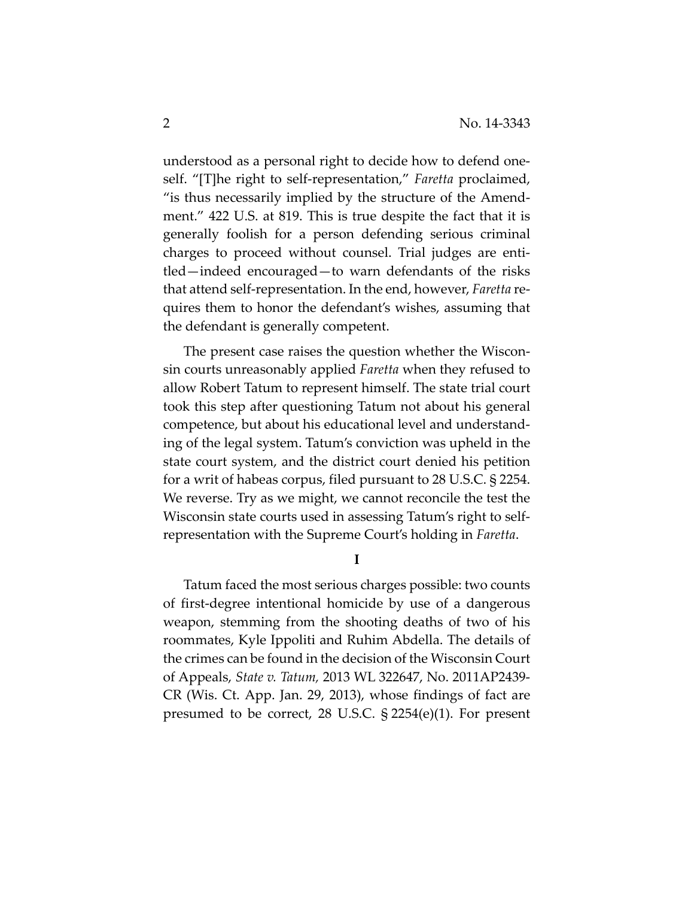understood as a personal right to decide how to defend oneself. "[T]he right to self-representation," *Faretta* proclaimed, "is thus necessarily implied by the structure of the Amendment." 422 U.S. at 819. This is true despite the fact that it is generally foolish for a person defending serious criminal charges to proceed without counsel. Trial judges are entitled—indeed encouraged—to warn defendants of the risks that attend self-representation. In the end, however, *Faretta* requires them to honor the defendant's wishes, assuming that the defendant is generally competent.

The present case raises the question whether the Wisconsin courts unreasonably applied *Faretta* when they refused to allow Robert Tatum to represent himself. The state trial court took this step after questioning Tatum not about his general competence, but about his educational level and understanding of the legal system. Tatum's conviction was upheld in the state court system, and the district court denied his petition for a writ of habeas corpus, filed pursuant to 28 U.S.C. § 2254. We reverse. Try as we might, we cannot reconcile the test the Wisconsin state courts used in assessing Tatum's right to self-representation with the Supreme Court's holding in *Faretta*.

**I**

Tatum faced the most serious charges possible: two counts of first-degree intentional homicide by use of a dangerous weapon, stemming from the shooting deaths of two of his roommates, Kyle Ippoliti and Ruhim Abdella. The details of the crimes can be found in the decision of the Wisconsin Court of Appeals, *State v. Tatum,* 2013 WL 322647, No. 2011AP2439-CR (Wis. Ct. App. Jan. 29, 2013), whose findings of fact are presumed to be correct, 28 U.S.C. § 2254(e)(1). For present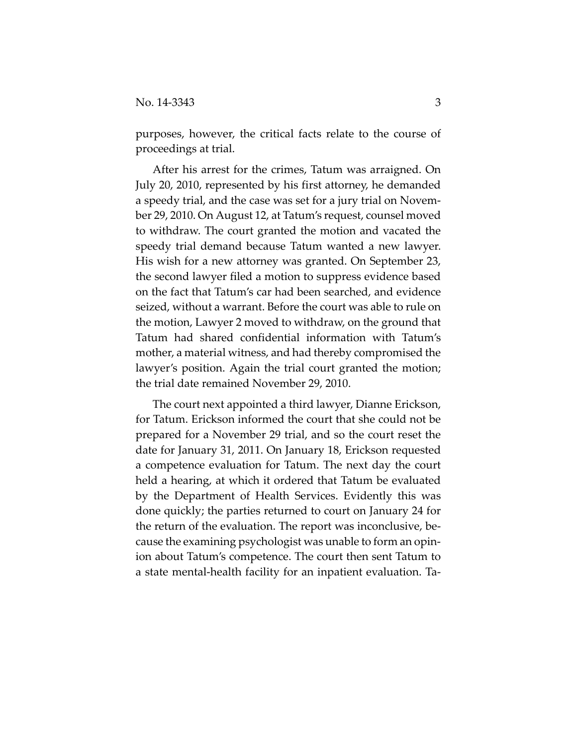purposes, however, the critical facts relate to the course of proceedings at trial.

After his arrest for the crimes, Tatum was arraigned. On July 20, 2010, represented by his first attorney, he demanded a speedy trial, and the case was set for a jury trial on November 29, 2010. On August 12, at Tatum's request, counsel moved to withdraw. The court granted the motion and vacated the speedy trial demand because Tatum wanted a new lawyer. His wish for a new attorney was granted. On September 23, the second lawyer filed a motion to suppress evidence based on the fact that Tatum's car had been searched, and evidence seized, without a warrant. Before the court was able to rule on the motion, Lawyer 2 moved to withdraw, on the ground that Tatum had shared confidential information with Tatum's mother, a material witness, and had thereby compromised the lawyer's position. Again the trial court granted the motion; the trial date remained November 29, 2010.

The court next appointed a third lawyer, Dianne Erickson, for Tatum. Erickson informed the court that she could not be prepared for a November 29 trial, and so the court reset the date for January 31, 2011. On January 18, Erickson requested a competence evaluation for Tatum. The next day the court held a hearing, at which it ordered that Tatum be evaluated by the Department of Health Services. Evidently this was done quickly; the parties returned to court on January 24 for the return of the evaluation. The report was inconclusive, because the examining psychologist was unable to form an opinion about Tatum's competence. The court then sent Tatum to a state mental-health facility for an inpatient evaluation. Ta-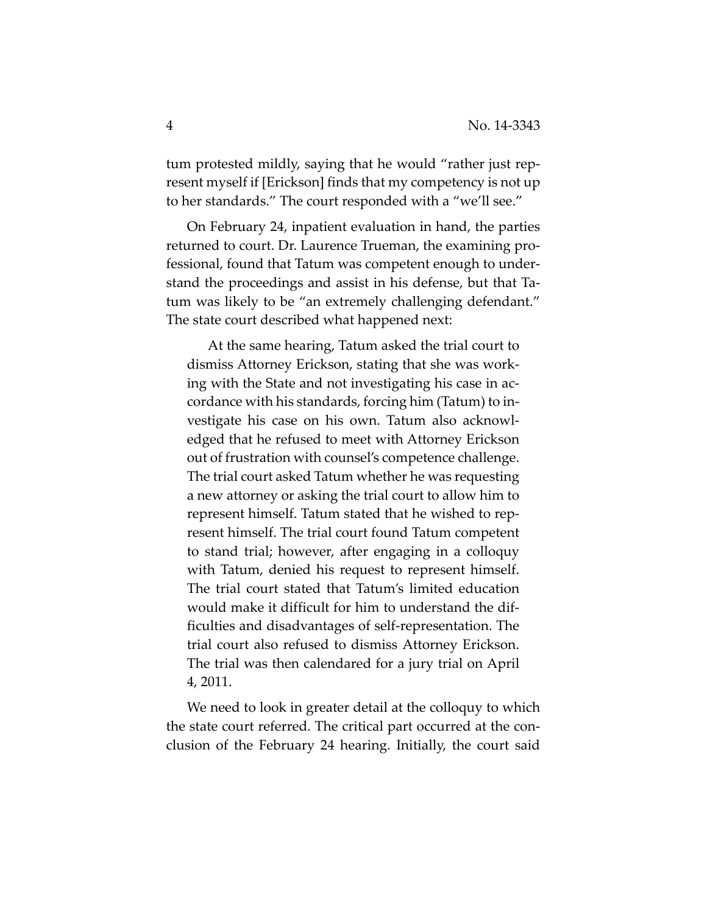tum protested mildly, saying that he would "rather just represent myself if [Erickson] finds that my competency is not up to her standards." The court responded with a "we'll see."

On February 24, inpatient evaluation in hand, the parties returned to court. Dr. Laurence Trueman, the examining professional, found that Tatum was competent enough to understand the proceedings and assist in his defense, but that Tatum was likely to be "an extremely challenging defendant." The state court described what happened next:

> At the same hearing, Tatum asked the trial court to dismiss Attorney Erickson, stating that she was working with the State and not investigating his case in accordance with his standards, forcing him (Tatum) to investigate his case on his own. Tatum also acknowledged that he refused to meet with Attorney Erickson out of frustration with counsel's competence challenge. The trial court asked Tatum whether he was requesting a new attorney or asking the trial court to allow him to represent himself. Tatum stated that he wished to represent himself. The trial court found Tatum competent to stand trial; however, after engaging in a colloquy with Tatum, denied his request to represent himself. The trial court stated that Tatum's limited education would make it difficult for him to understand the difficulties and disadvantages of self-representation. The trial court also refused to dismiss Attorney Erickson. The trial was then calendared for a jury trial on April 4, 2011.

We need to look in greater detail at the colloquy to which the state court referred. The critical part occurred at the conclusion of the February 24 hearing. Initially, the court said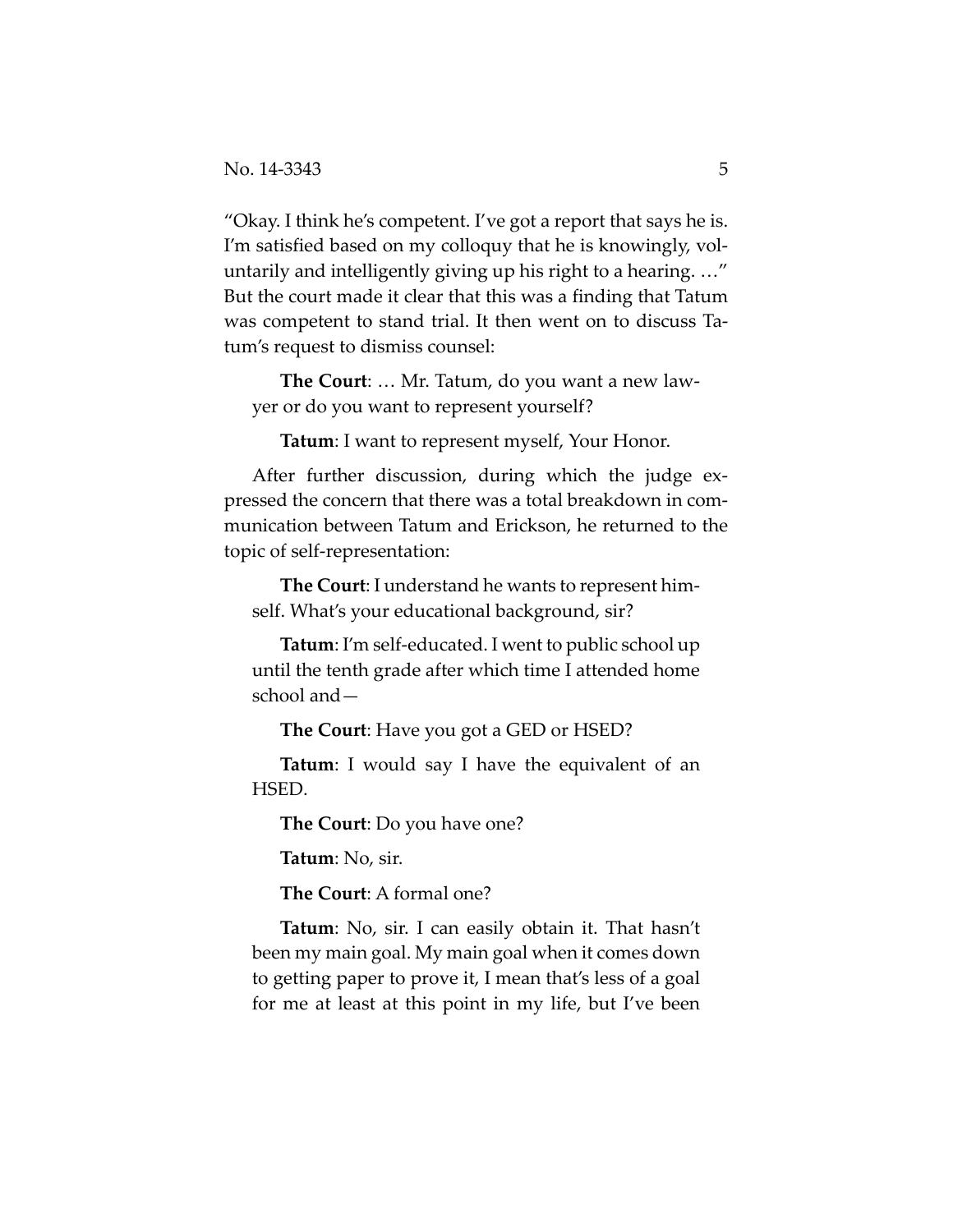"Okay. I think he's competent. I've got a report that says he is. I'm satisfied based on my colloquy that he is knowingly, voluntarily and intelligently giving up his right to a hearing. …" But the court made it clear that this was a finding that Tatum was competent to stand trial. It then went on to discuss Tatum's request to dismiss counsel:

> **The Court**: … Mr. Tatum, do you want a new lawyer or do you want to represent yourself?
>
> **Tatum**: I want to represent myself, Your Honor.

After further discussion, during which the judge expressed the concern that there was a total breakdown in communication between Tatum and Erickson, he returned to the topic of self-representation:

> **The Court**: I understand he wants to represent himself. What's your educational background, sir?
>
> **Tatum**: I'm self-educated. I went to public school up until the tenth grade after which time I attended home school and—
>
> **The Court**: Have you got a GED or HSED?
>
> **Tatum**: I would say I have the equivalent of an HSED.
>
> **The Court**: Do you have one?
>
> **Tatum**: No, sir.
>
> **The Court**: A formal one?
>
> **Tatum**: No, sir. I can easily obtain it. That hasn't been my main goal. My main goal when it comes down to getting paper to prove it, I mean that's less of a goal for me at least at this point in my life, but I've been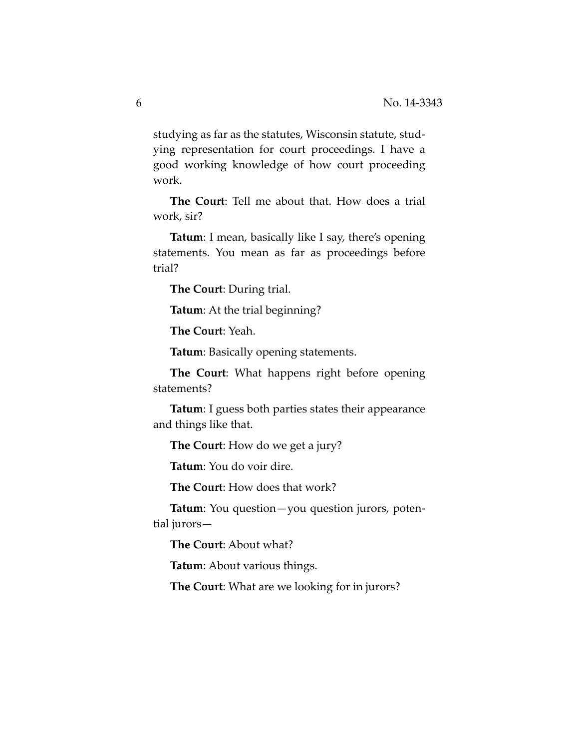studying as far as the statutes, Wisconsin statute, studying representation for court proceedings. I have a good working knowledge of how court proceeding work.

**The Court**: Tell me about that. How does a trial work, sir?

**Tatum**: I mean, basically like I say, there's opening statements. You mean as far as proceedings before trial?

**The Court**: During trial.

**Tatum**: At the trial beginning?

**The Court**: Yeah.

**Tatum**: Basically opening statements.

**The Court**: What happens right before opening statements?

**Tatum**: I guess both parties states their appearance and things like that.

**The Court**: How do we get a jury?

**Tatum**: You do voir dire.

**The Court**: How does that work?

**Tatum**: You question—you question jurors, potential jurors—

**The Court**: About what?

**Tatum**: About various things.

**The Court**: What are we looking for in jurors?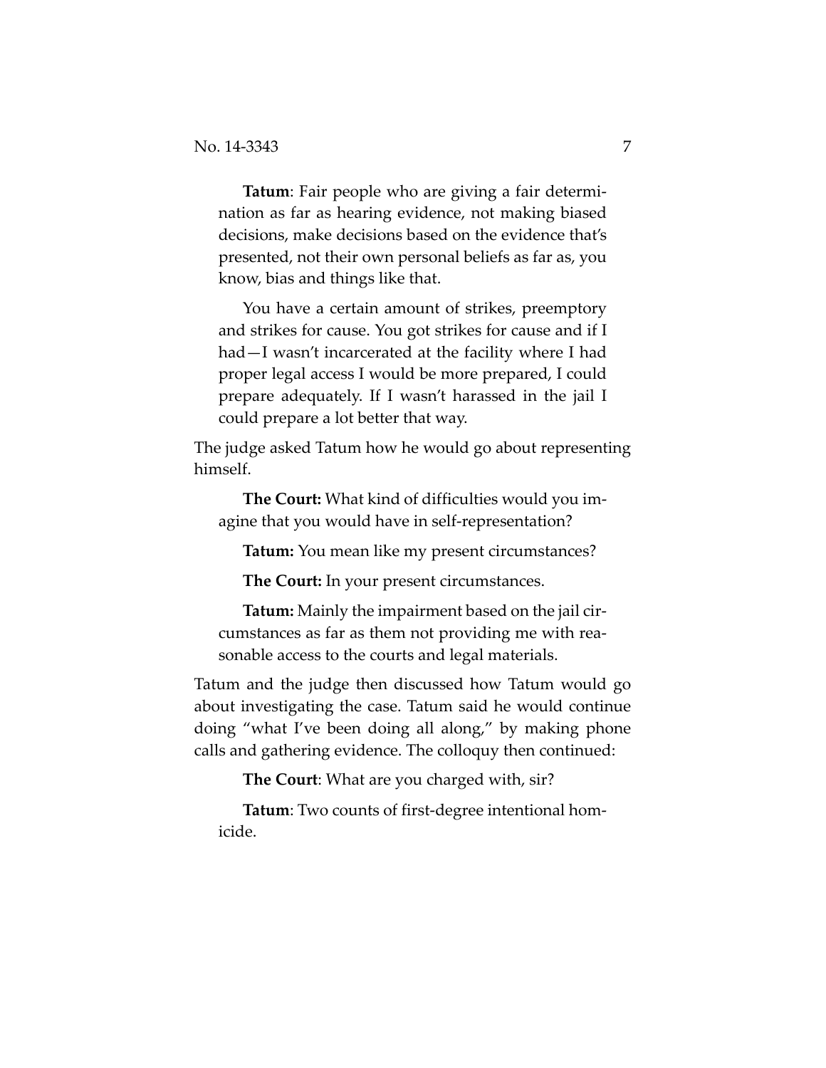**Tatum**: Fair people who are giving a fair determination as far as hearing evidence, not making biased decisions, make decisions based on the evidence that's presented, not their own personal beliefs as far as, you know, bias and things like that.

You have a certain amount of strikes, preemptory and strikes for cause. You got strikes for cause and if I had—I wasn't incarcerated at the facility where I had proper legal access I would be more prepared, I could prepare adequately. If I wasn't harassed in the jail I could prepare a lot better that way.

The judge asked Tatum how he would go about representing himself.

**The Court:** What kind of difficulties would you imagine that you would have in self-representation?

**Tatum:** You mean like my present circumstances?

**The Court:** In your present circumstances.

**Tatum:** Mainly the impairment based on the jail circumstances as far as them not providing me with reasonable access to the courts and legal materials.

Tatum and the judge then discussed how Tatum would go about investigating the case. Tatum said he would continue doing "what I've been doing all along," by making phone calls and gathering evidence. The colloquy then continued:

**The Court**: What are you charged with, sir?

**Tatum**: Two counts of first-degree intentional homicide.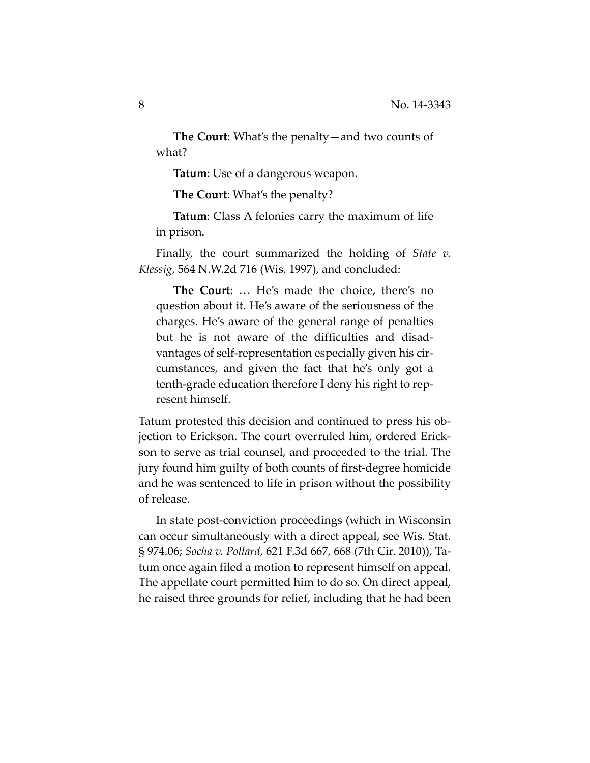**The Court**: What's the penalty—and two counts of what?

**Tatum**: Use of a dangerous weapon.

**The Court**: What's the penalty?

**Tatum**: Class A felonies carry the maximum of life in prison.

Finally, the court summarized the holding of *State v. Klessig*, 564 N.W.2d 716 (Wis. 1997), and concluded:

> **The Court**: … He's made the choice, there's no question about it. He's aware of the seriousness of the charges. He's aware of the general range of penalties but he is not aware of the difficulties and disadvantages of self-representation especially given his circumstances, and given the fact that he's only got a tenth-grade education therefore I deny his right to represent himself.

Tatum protested this decision and continued to press his objection to Erickson. The court overruled him, ordered Erickson to serve as trial counsel, and proceeded to the trial. The jury found him guilty of both counts of first-degree homicide and he was sentenced to life in prison without the possibility of release.

In state post-conviction proceedings (which in Wisconsin can occur simultaneously with a direct appeal, see Wis. Stat. § 974.06; *Socha v. Pollard*, 621 F.3d 667, 668 (7th Cir. 2010)), Tatum once again filed a motion to represent himself on appeal. The appellate court permitted him to do so. On direct appeal, he raised three grounds for relief, including that he had been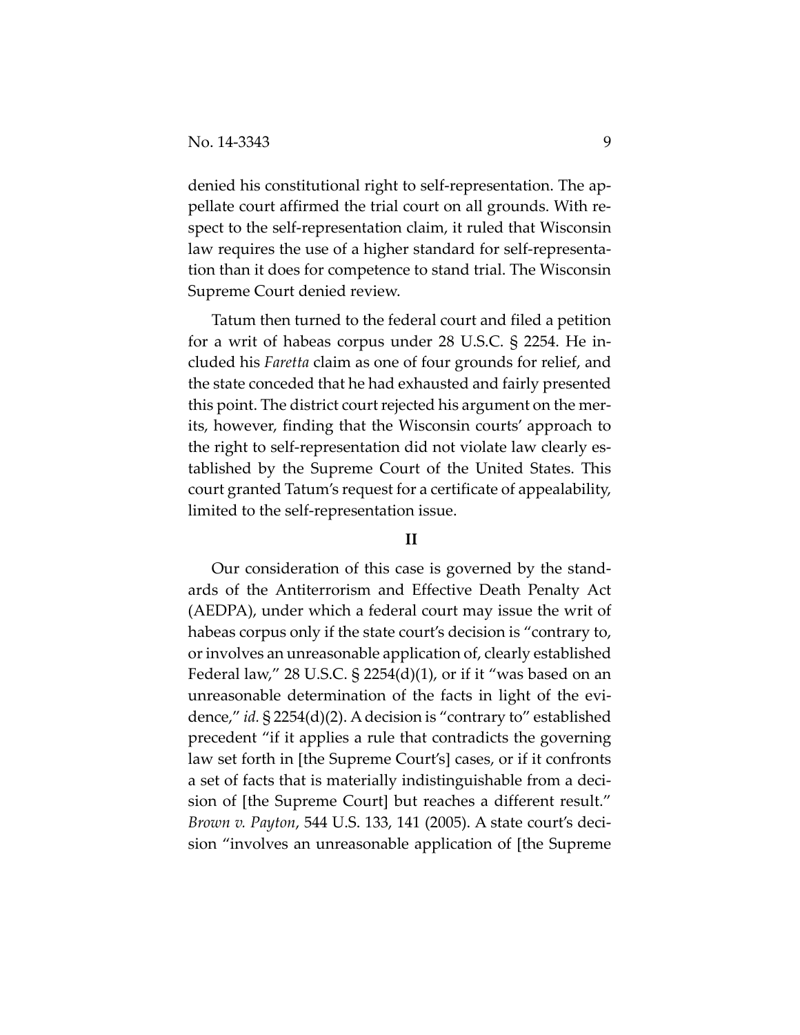denied his constitutional right to self-representation. The appellate court affirmed the trial court on all grounds. With respect to the self-representation claim, it ruled that Wisconsin law requires the use of a higher standard for self-representation than it does for competence to stand trial. The Wisconsin Supreme Court denied review.

Tatum then turned to the federal court and filed a petition for a writ of habeas corpus under 28 U.S.C. § 2254. He included his *Faretta* claim as one of four grounds for relief, and the state conceded that he had exhausted and fairly presented this point. The district court rejected his argument on the merits, however, finding that the Wisconsin courts' approach to the right to self-representation did not violate law clearly established by the Supreme Court of the United States. This court granted Tatum's request for a certificate of appealability, limited to the self-representation issue.

**II**

Our consideration of this case is governed by the standards of the Antiterrorism and Effective Death Penalty Act (AEDPA), under which a federal court may issue the writ of habeas corpus only if the state court's decision is "contrary to, or involves an unreasonable application of, clearly established Federal law," 28 U.S.C. § 2254(d)(1), or if it "was based on an unreasonable determination of the facts in light of the evidence," *id.* § 2254(d)(2). A decision is "contrary to" established precedent "if it applies a rule that contradicts the governing law set forth in [the Supreme Court's] cases, or if it confronts a set of facts that is materially indistinguishable from a decision of [the Supreme Court] but reaches a different result." *Brown v. Payton*, 544 U.S. 133, 141 (2005). A state court's decision "involves an unreasonable application of [the Supreme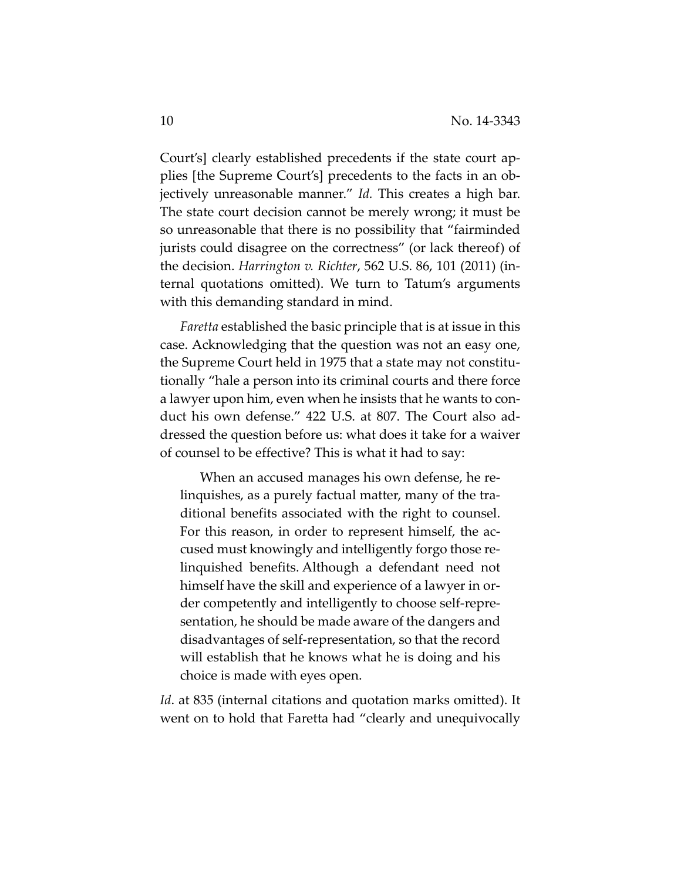Court's] clearly established precedents if the state court applies [the Supreme Court's] precedents to the facts in an objectively unreasonable manner." *Id.* This creates a high bar. The state court decision cannot be merely wrong; it must be so unreasonable that there is no possibility that "fairminded jurists could disagree on the correctness" (or lack thereof) of the decision. *Harrington v. Richter*, 562 U.S. 86, 101 (2011) (internal quotations omitted). We turn to Tatum's arguments with this demanding standard in mind.

*Faretta* established the basic principle that is at issue in this case. Acknowledging that the question was not an easy one, the Supreme Court held in 1975 that a state may not constitutionally "hale a person into its criminal courts and there force a lawyer upon him, even when he insists that he wants to conduct his own defense." 422 U.S. at 807. The Court also addressed the question before us: what does it take for a waiver of counsel to be effective? This is what it had to say:

> When an accused manages his own defense, he relinquishes, as a purely factual matter, many of the traditional benefits associated with the right to counsel. For this reason, in order to represent himself, the accused must knowingly and intelligently forgo those relinquished benefits. Although a defendant need not himself have the skill and experience of a lawyer in order competently and intelligently to choose self-representation, he should be made aware of the dangers and disadvantages of self-representation, so that the record will establish that he knows what he is doing and his choice is made with eyes open.

*Id*. at 835 (internal citations and quotation marks omitted). It went on to hold that Faretta had "clearly and unequivocally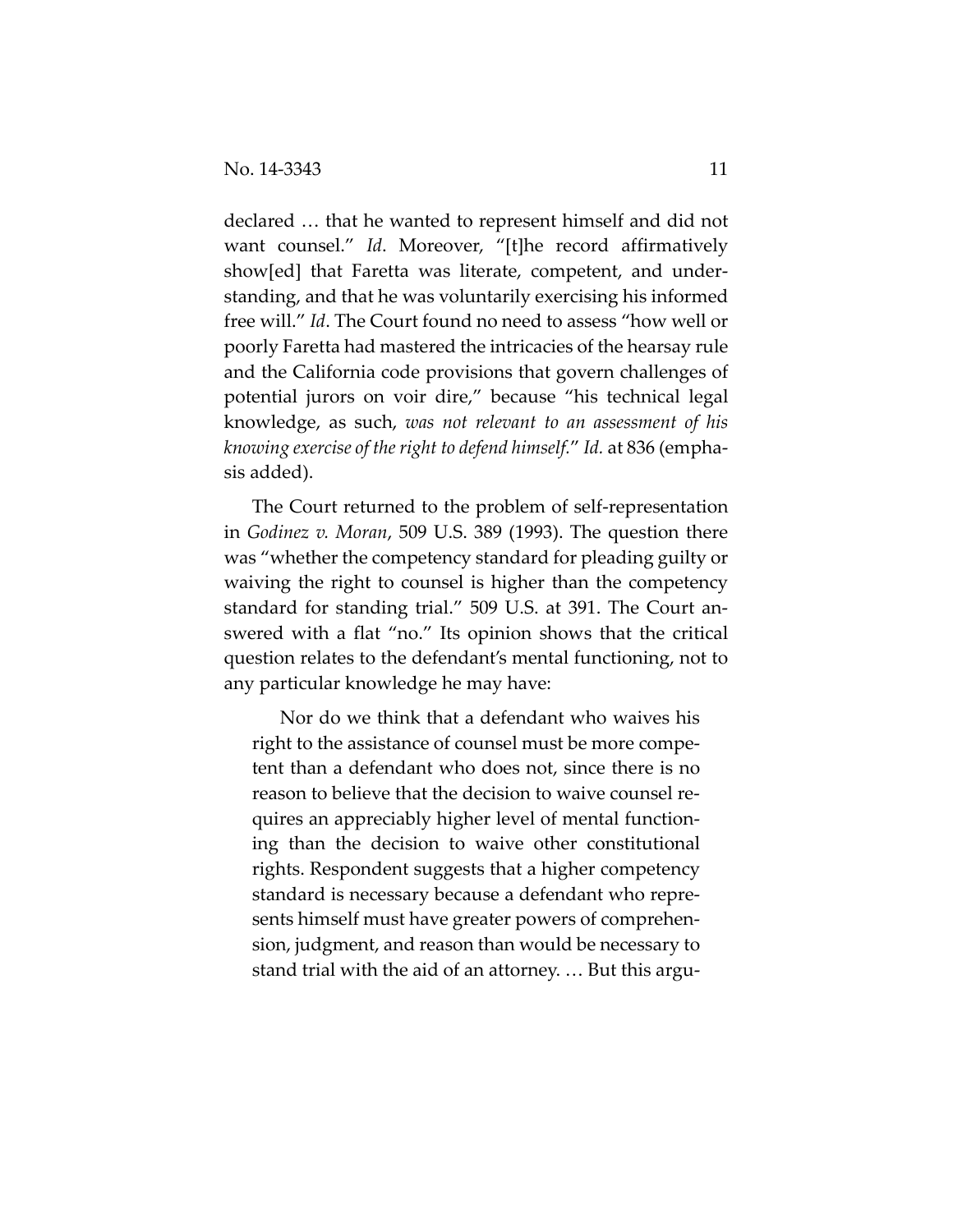declared … that he wanted to represent himself and did not want counsel." *Id*. Moreover, "[t]he record affirmatively show[ed] that Faretta was literate, competent, and understanding, and that he was voluntarily exercising his informed free will." *Id*. The Court found no need to assess "how well or poorly Faretta had mastered the intricacies of the hearsay rule and the California code provisions that govern challenges of potential jurors on voir dire," because "his technical legal knowledge, as such, *was not relevant to an assessment of his knowing exercise of the right to defend himself*." *Id.* at 836 (emphasis added).

The Court returned to the problem of self-representation in *Godinez v. Moran*, 509 U.S. 389 (1993). The question there was "whether the competency standard for pleading guilty or waiving the right to counsel is higher than the competency standard for standing trial." 509 U.S. at 391. The Court answered with a flat "no." Its opinion shows that the critical question relates to the defendant's mental functioning, not to any particular knowledge he may have:

> Nor do we think that a defendant who waives his right to the assistance of counsel must be more competent than a defendant who does not, since there is no reason to believe that the decision to waive counsel requires an appreciably higher level of mental functioning than the decision to waive other constitutional rights. Respondent suggests that a higher competency standard is necessary because a defendant who represents himself must have greater powers of comprehension, judgment, and reason than would be necessary to stand trial with the aid of an attorney. … But this argu-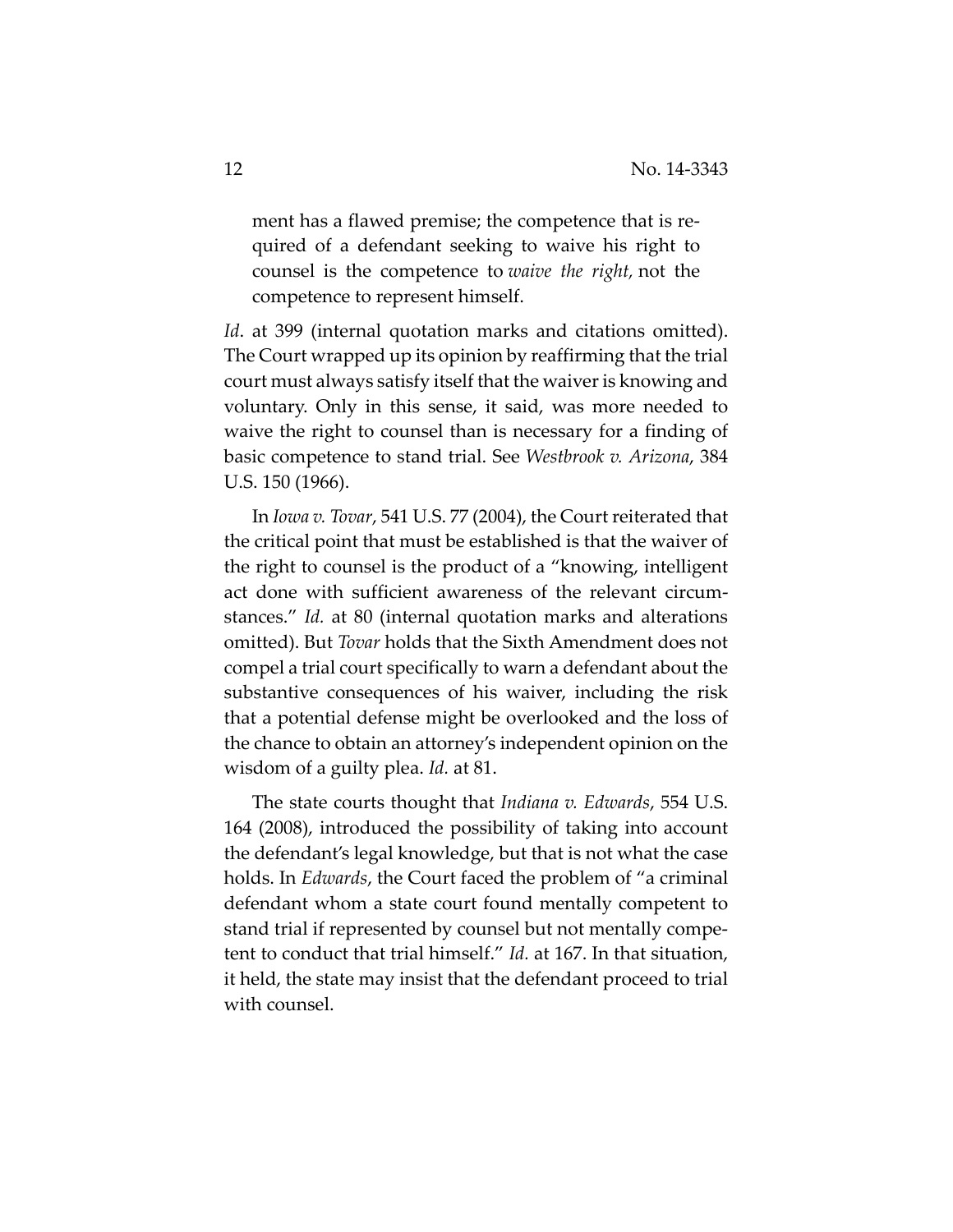> ment has a flawed premise; the competence that is required of a defendant seeking to waive his right to counsel is the competence to *waive the right*, not the competence to represent himself.

*Id*. at 399 (internal quotation marks and citations omitted). The Court wrapped up its opinion by reaffirming that the trial court must always satisfy itself that the waiver is knowing and voluntary. Only in this sense, it said, was more needed to waive the right to counsel than is necessary for a finding of basic competence to stand trial. See *Westbrook v. Arizona*, 384 U.S. 150 (1966).

In *Iowa v. Tovar*, 541 U.S. 77 (2004), the Court reiterated that the critical point that must be established is that the waiver of the right to counsel is the product of a "knowing, intelligent act done with sufficient awareness of the relevant circumstances." *Id.* at 80 (internal quotation marks and alterations omitted). But *Tovar* holds that the Sixth Amendment does not compel a trial court specifically to warn a defendant about the substantive consequences of his waiver, including the risk that a potential defense might be overlooked and the loss of the chance to obtain an attorney's independent opinion on the wisdom of a guilty plea. *Id.* at 81.

The state courts thought that *Indiana v. Edwards*, 554 U.S. 164 (2008), introduced the possibility of taking into account the defendant's legal knowledge, but that is not what the case holds. In *Edwards*, the Court faced the problem of "a criminal defendant whom a state court found mentally competent to stand trial if represented by counsel but not mentally competent to conduct that trial himself." *Id.* at 167. In that situation, it held, the state may insist that the defendant proceed to trial with counsel.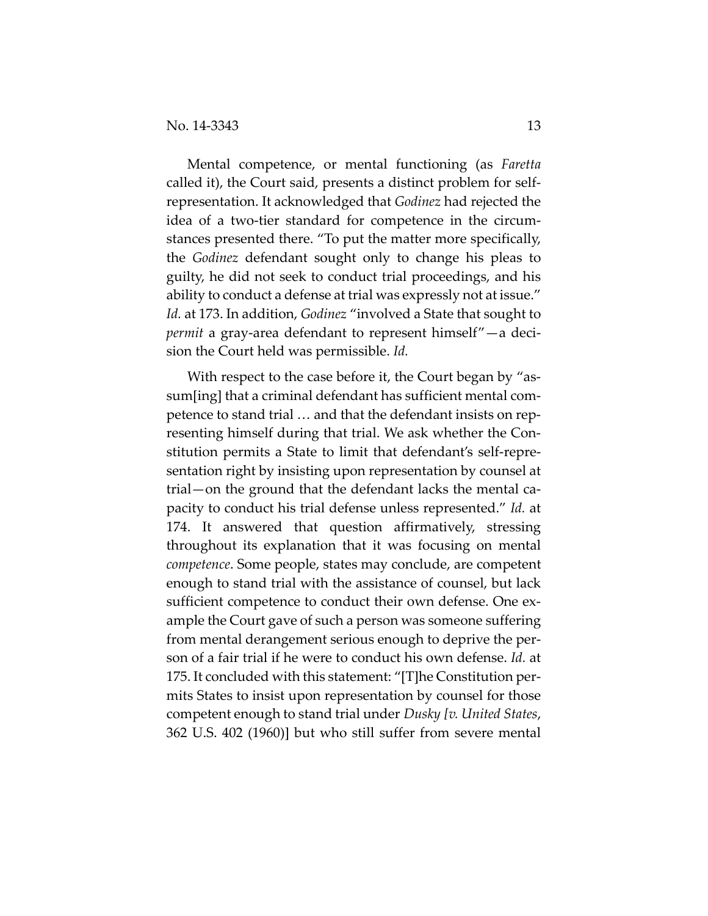Mental competence, or mental functioning (as *Faretta* called it), the Court said, presents a distinct problem for self-representation. It acknowledged that *Godinez* had rejected the idea of a two-tier standard for competence in the circumstances presented there. "To put the matter more specifically, the *Godinez* defendant sought only to change his pleas to guilty, he did not seek to conduct trial proceedings, and his ability to conduct a defense at trial was expressly not at issue." *Id.* at 173. In addition, *Godinez* "involved a State that sought to *permit* a gray-area defendant to represent himself"—a decision the Court held was permissible. *Id.*

With respect to the case before it, the Court began by "assum[ing] that a criminal defendant has sufficient mental competence to stand trial … and that the defendant insists on representing himself during that trial. We ask whether the Constitution permits a State to limit that defendant's self-representation right by insisting upon representation by counsel at trial—on the ground that the defendant lacks the mental capacity to conduct his trial defense unless represented." *Id.* at 174. It answered that question affirmatively, stressing throughout its explanation that it was focusing on mental *competence*. Some people, states may conclude, are competent enough to stand trial with the assistance of counsel, but lack sufficient competence to conduct their own defense. One example the Court gave of such a person was someone suffering from mental derangement serious enough to deprive the person of a fair trial if he were to conduct his own defense. *Id.* at 175. It concluded with this statement: "[T]he Constitution permits States to insist upon representation by counsel for those competent enough to stand trial under *Dusky [v. United States*, 362 U.S. 402 (1960)] but who still suffer from severe mental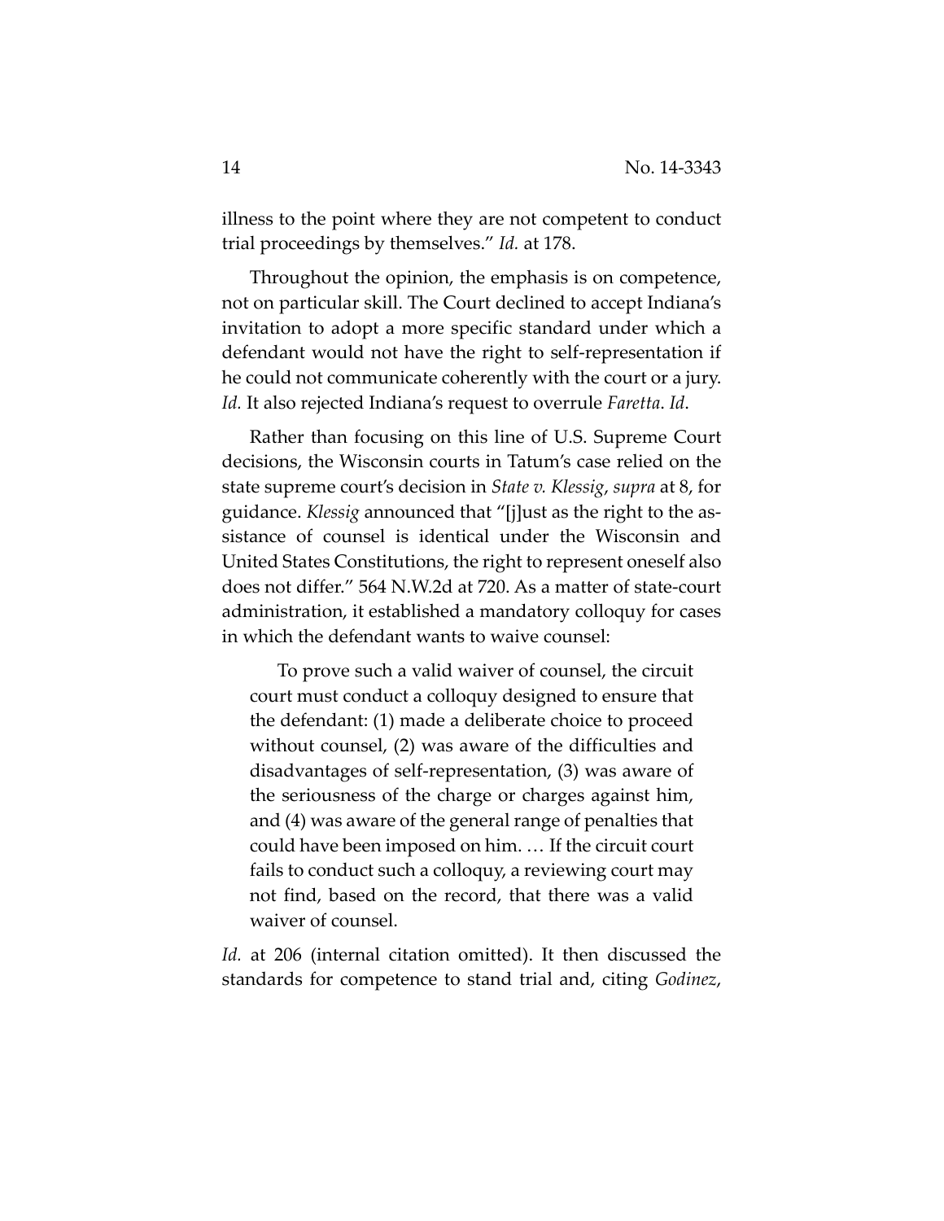illness to the point where they are not competent to conduct trial proceedings by themselves." *Id.* at 178.

Throughout the opinion, the emphasis is on competence, not on particular skill. The Court declined to accept Indiana's invitation to adopt a more specific standard under which a defendant would not have the right to self-representation if he could not communicate coherently with the court or a jury. *Id.* It also rejected Indiana's request to overrule *Faretta*. *Id*.

Rather than focusing on this line of U.S. Supreme Court decisions, the Wisconsin courts in Tatum's case relied on the state supreme court's decision in *State v. Klessig*, *supra* at 8, for guidance. *Klessig* announced that "[j]ust as the right to the assistance of counsel is identical under the Wisconsin and United States Constitutions, the right to represent oneself also does not differ." 564 N.W.2d at 720. As a matter of state-court administration, it established a mandatory colloquy for cases in which the defendant wants to waive counsel:

> To prove such a valid waiver of counsel, the circuit court must conduct a colloquy designed to ensure that the defendant: (1) made a deliberate choice to proceed without counsel, (2) was aware of the difficulties and disadvantages of self-representation, (3) was aware of the seriousness of the charge or charges against him, and (4) was aware of the general range of penalties that could have been imposed on him. … If the circuit court fails to conduct such a colloquy, a reviewing court may not find, based on the record, that there was a valid waiver of counsel.

*Id.* at 206 (internal citation omitted). It then discussed the standards for competence to stand trial and, citing *Godinez*,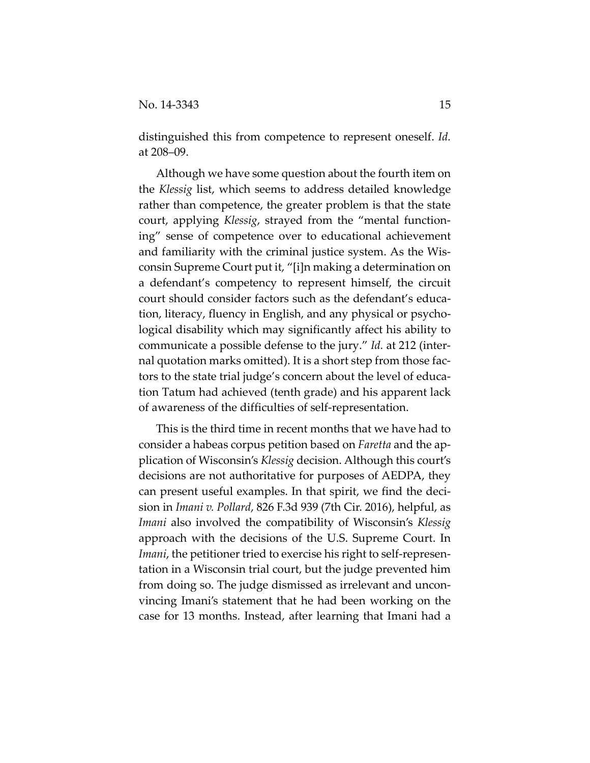distinguished this from competence to represent oneself. *Id.* at 208–09.

Although we have some question about the fourth item on the *Klessig* list, which seems to address detailed knowledge rather than competence, the greater problem is that the state court, applying *Klessig*, strayed from the "mental functioning" sense of competence over to educational achievement and familiarity with the criminal justice system. As the Wisconsin Supreme Court put it, "[i]n making a determination on a defendant's competency to represent himself, the circuit court should consider factors such as the defendant's education, literacy, fluency in English, and any physical or psychological disability which may significantly affect his ability to communicate a possible defense to the jury." *Id.* at 212 (internal quotation marks omitted). It is a short step from those factors to the state trial judge's concern about the level of education Tatum had achieved (tenth grade) and his apparent lack of awareness of the difficulties of self-representation.

This is the third time in recent months that we have had to consider a habeas corpus petition based on *Faretta* and the application of Wisconsin's *Klessig* decision. Although this court's decisions are not authoritative for purposes of AEDPA, they can present useful examples. In that spirit, we find the decision in *Imani v. Pollard*, 826 F.3d 939 (7th Cir. 2016), helpful, as *Imani* also involved the compatibility of Wisconsin's *Klessig* approach with the decisions of the U.S. Supreme Court. In *Imani*, the petitioner tried to exercise his right to self-representation in a Wisconsin trial court, but the judge prevented him from doing so. The judge dismissed as irrelevant and unconvincing Imani's statement that he had been working on the case for 13 months. Instead, after learning that Imani had a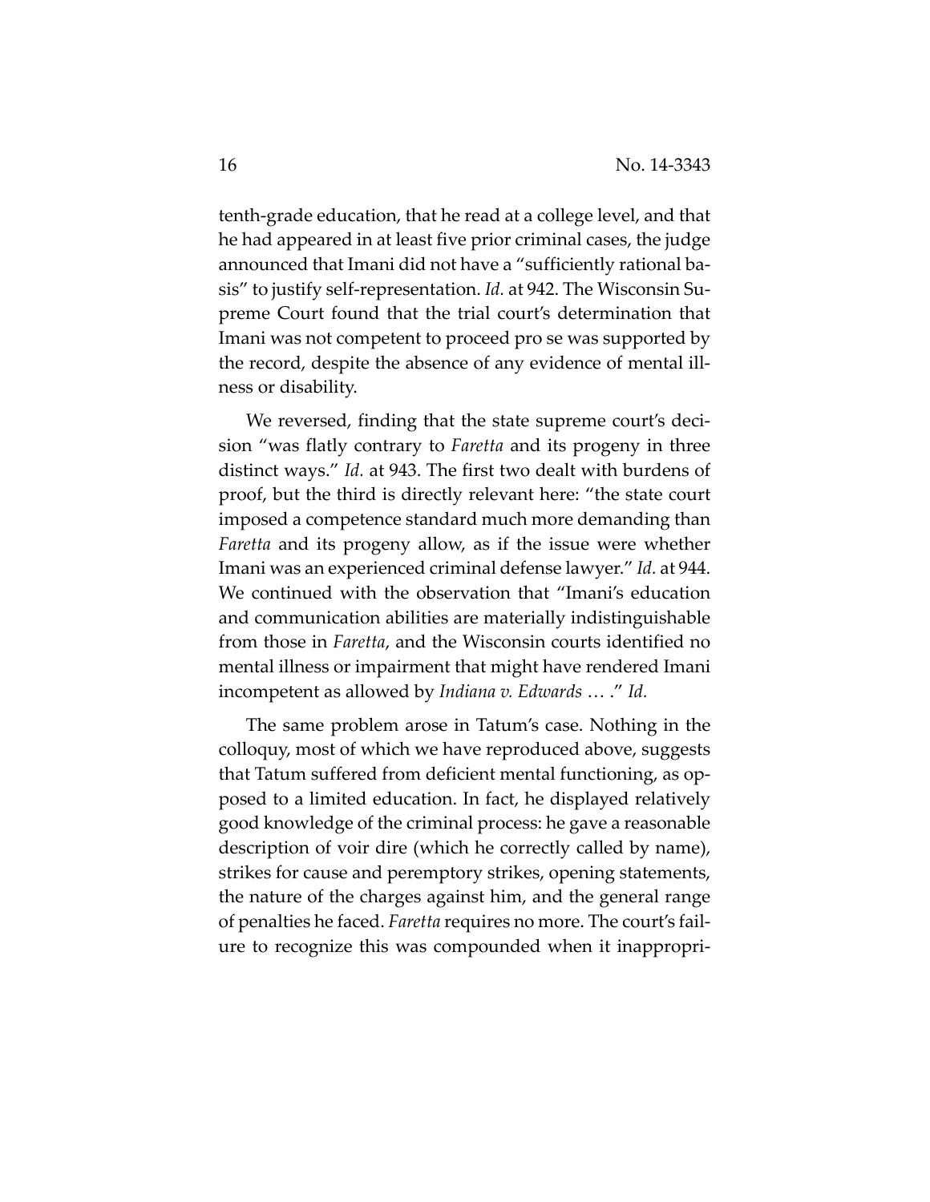tenth-grade education, that he read at a college level, and that he had appeared in at least five prior criminal cases, the judge announced that Imani did not have a "sufficiently rational basis" to justify self-representation. *Id.* at 942. The Wisconsin Supreme Court found that the trial court's determination that Imani was not competent to proceed pro se was supported by the record, despite the absence of any evidence of mental illness or disability.

We reversed, finding that the state supreme court's decision "was flatly contrary to *Faretta* and its progeny in three distinct ways." *Id.* at 943. The first two dealt with burdens of proof, but the third is directly relevant here: "the state court imposed a competence standard much more demanding than *Faretta* and its progeny allow, as if the issue were whether Imani was an experienced criminal defense lawyer." *Id.* at 944. We continued with the observation that "Imani's education and communication abilities are materially indistinguishable from those in *Faretta*, and the Wisconsin courts identified no mental illness or impairment that might have rendered Imani incompetent as allowed by *Indiana v. Edwards* … ." *Id.*

The same problem arose in Tatum's case. Nothing in the colloquy, most of which we have reproduced above, suggests that Tatum suffered from deficient mental functioning, as opposed to a limited education. In fact, he displayed relatively good knowledge of the criminal process: he gave a reasonable description of voir dire (which he correctly called by name), strikes for cause and peremptory strikes, opening statements, the nature of the charges against him, and the general range of penalties he faced. *Faretta* requires no more. The court's failure to recognize this was compounded when it inappropri-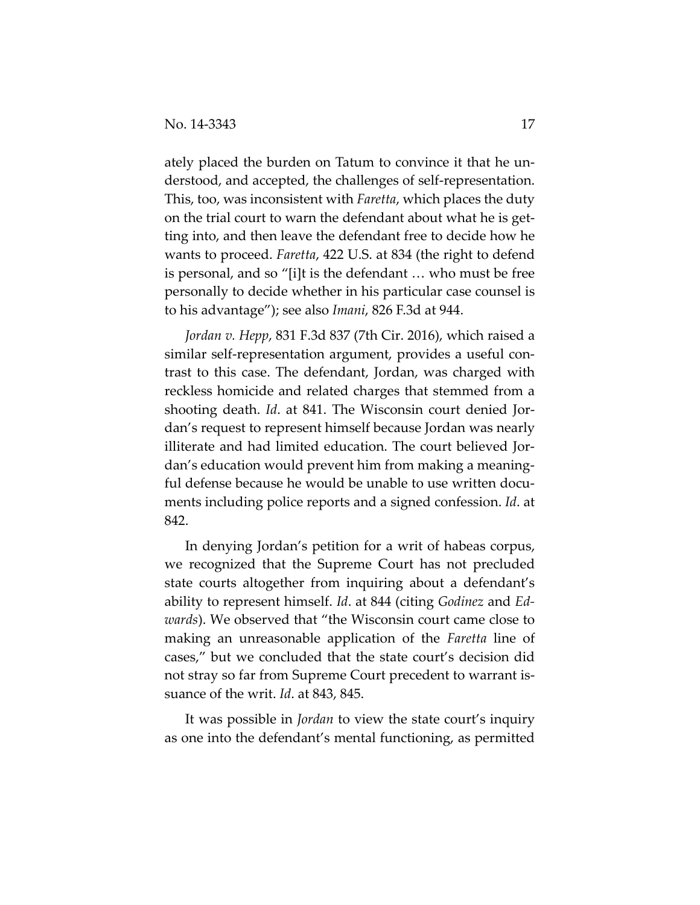ately placed the burden on Tatum to convince it that he understood, and accepted, the challenges of self-representation. This, too, was inconsistent with *Faretta*, which places the duty on the trial court to warn the defendant about what he is getting into, and then leave the defendant free to decide how he wants to proceed. *Faretta*, 422 U.S. at 834 (the right to defend is personal, and so "[i]t is the defendant … who must be free personally to decide whether in his particular case counsel is to his advantage"); see also *Imani*, 826 F.3d at 944.

*Jordan v. Hepp*, 831 F.3d 837 (7th Cir. 2016), which raised a similar self-representation argument, provides a useful contrast to this case. The defendant, Jordan, was charged with reckless homicide and related charges that stemmed from a shooting death. *Id*. at 841. The Wisconsin court denied Jordan's request to represent himself because Jordan was nearly illiterate and had limited education. The court believed Jordan's education would prevent him from making a meaningful defense because he would be unable to use written documents including police reports and a signed confession. *Id*. at 842.

In denying Jordan's petition for a writ of habeas corpus, we recognized that the Supreme Court has not precluded state courts altogether from inquiring about a defendant's ability to represent himself. *Id*. at 844 (citing *Godinez* and *Edwards*). We observed that "the Wisconsin court came close to making an unreasonable application of the *Faretta* line of cases," but we concluded that the state court's decision did not stray so far from Supreme Court precedent to warrant issuance of the writ. *Id*. at 843, 845.

It was possible in *Jordan* to view the state court's inquiry as one into the defendant's mental functioning, as permitted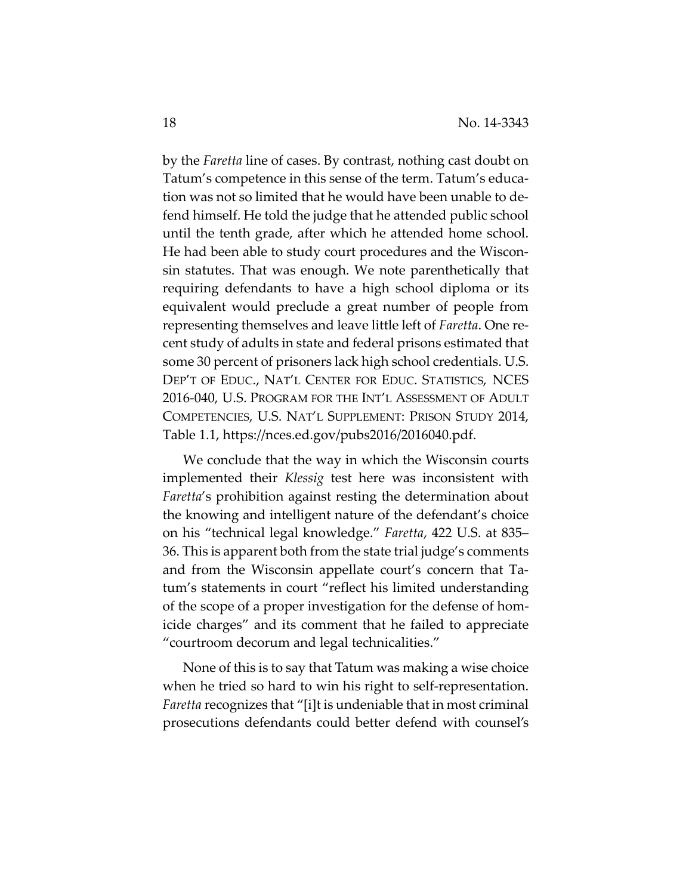by the *Faretta* line of cases. By contrast, nothing cast doubt on Tatum's competence in this sense of the term. Tatum's education was not so limited that he would have been unable to defend himself. He told the judge that he attended public school until the tenth grade, after which he attended home school. He had been able to study court procedures and the Wisconsin statutes. That was enough. We note parenthetically that requiring defendants to have a high school diploma or its equivalent would preclude a great number of people from representing themselves and leave little left of *Faretta*. One recent study of adults in state and federal prisons estimated that some 30 percent of prisoners lack high school credentials. U.S. DEP'T OF EDUC., NAT'L CENTER FOR EDUC. STATISTICS, NCES 2016-040, U.S. PROGRAM FOR THE INT'L ASSESSMENT OF ADULT COMPETENCIES, U.S. NAT'L SUPPLEMENT: PRISON STUDY 2014, Table 1.1, https://nces.ed.gov/pubs2016/2016040.pdf.

We conclude that the way in which the Wisconsin courts implemented their *Klessig* test here was inconsistent with *Faretta*'s prohibition against resting the determination about the knowing and intelligent nature of the defendant's choice on his "technical legal knowledge." *Faretta*, 422 U.S. at 835–36. This is apparent both from the state trial judge's comments and from the Wisconsin appellate court's concern that Tatum's statements in court "reflect his limited understanding of the scope of a proper investigation for the defense of homicide charges" and its comment that he failed to appreciate "courtroom decorum and legal technicalities."

None of this is to say that Tatum was making a wise choice when he tried so hard to win his right to self-representation. *Faretta* recognizes that "[i]t is undeniable that in most criminal prosecutions defendants could better defend with counsel's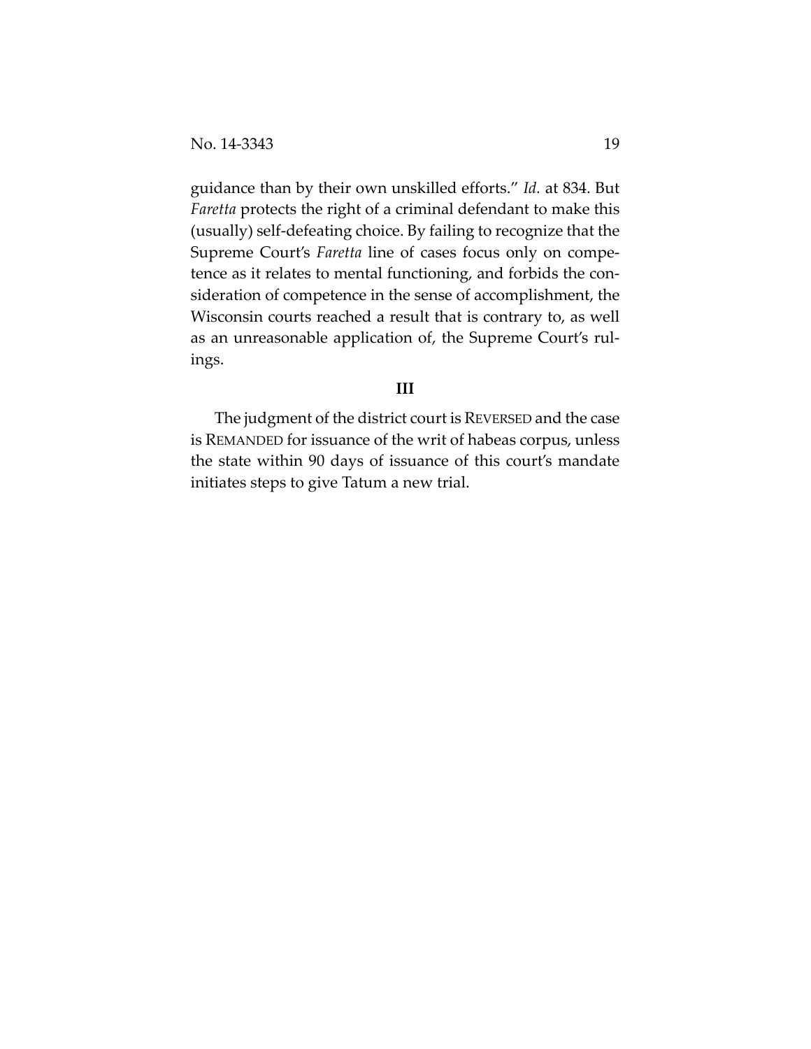guidance than by their own unskilled efforts." *Id.* at 834. But *Faretta* protects the right of a criminal defendant to make this (usually) self-defeating choice. By failing to recognize that the Supreme Court's *Faretta* line of cases focus only on competence as it relates to mental functioning, and forbids the consideration of competence in the sense of accomplishment, the Wisconsin courts reached a result that is contrary to, as well as an unreasonable application of, the Supreme Court's rulings.

## III

The judgment of the district court is REVERSED and the case is REMANDED for issuance of the writ of habeas corpus, unless the state within 90 days of issuance of this court's mandate initiates steps to give Tatum a new trial.